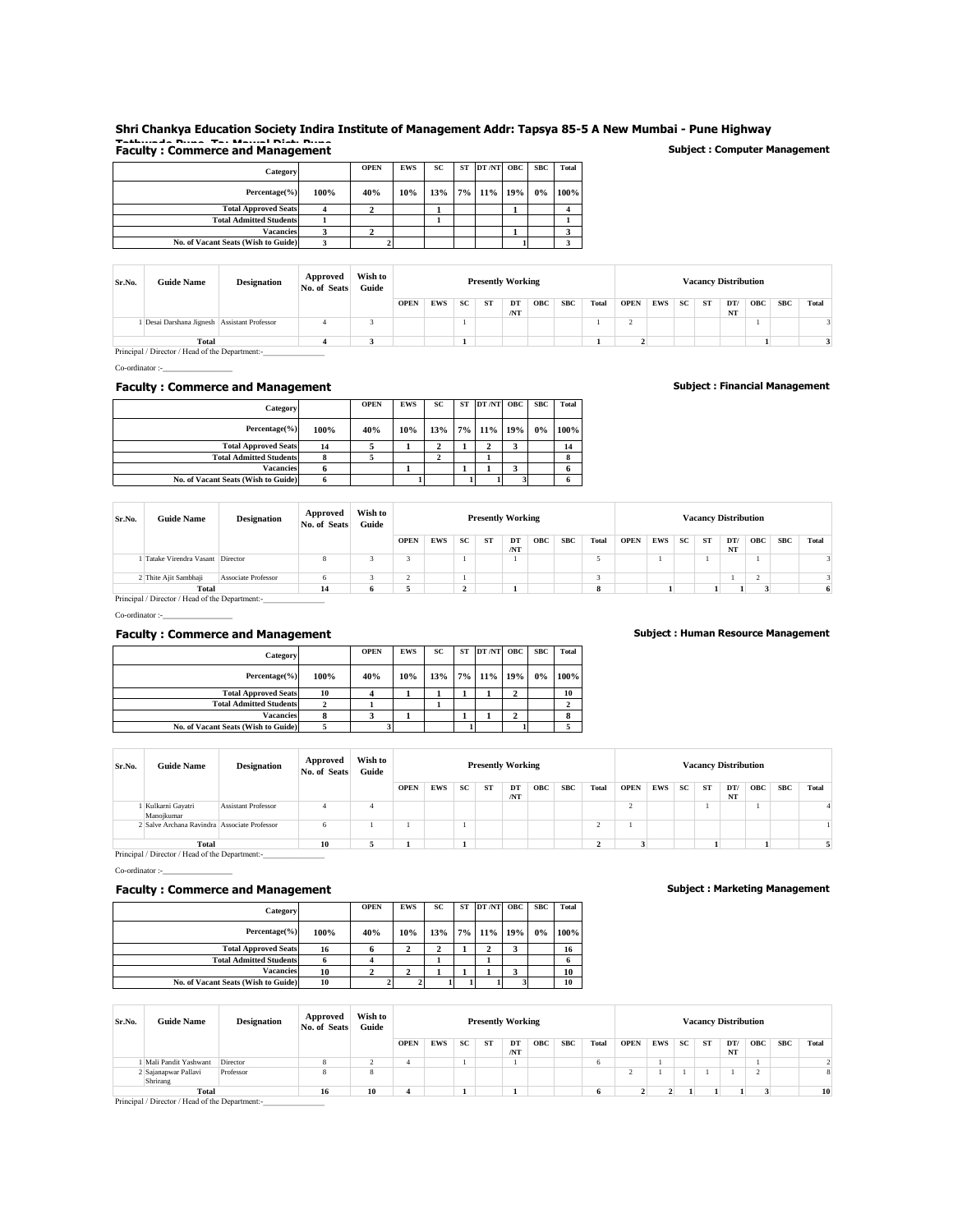**Shri Chankya Education Society Indira Institute of Management Addr: Tapsya 85-5 A New Mumbai - Pune Highway Tathwade Pune, Ta: Mawal Dist: Pune**

## Faculty : Commerce and Management

**Subject : Computer Management**

| Category | | OPEN | EWS | SC | ST | DT /NT | OBC | SBC | Total |
|---|---|---|---|---|---|---|---|---|---|
| Percentage(%) | 100% | 40% | 10% | 13% | 7% | 11% | 19% | 0% | 100% |
| Total Approved Seats | 4 | 2 | | 1 | | | 1 | | 4 |
| Total Admitted Students | 1 | | | 1 | | | | | 1 |
| Vacancies | 3 | 2 | | | | | 1 | | 3 |
| No. of Vacant Seats (Wish to Guide) | 3 | 2 | | | | | 1 | | 3 |

| Sr.No. | Guide Name | Designation | Approved No. of Seats | Wish to Guide | Presently Working | | | | | | | | Vacancy Distribution | | | | | | | |
|---|---|---|---|---|---|---|---|---|---|---|---|---|---|---|---|---|---|---|---|---|
| | | | | | OPEN | EWS | SC | ST | DT /NT | OBC | SBC | Total | OPEN | EWS | SC | ST | DT/ NT | OBC | SBC | Total |
| 1 | Desai Darshana Jignesh | Assistant Professor | 4 | 3 | | | 1 | | | | | 1 | 2 | | | | | 1 | | 3 |
| | Total | | 4 | 3 | | | 1 | | | | | 1 | 2 | | | | | 1 | | 3 |

Principal / Director / Head of the Department:-_______________

Co-ordinator :-_______________

## Faculty : Commerce and Management

**Subject : Financial Management**

| Category | | OPEN | EWS | SC | ST | DT /NT | OBC | SBC | Total |
|---|---|---|---|---|---|---|---|---|---|
| Percentage(%) | 100% | 40% | 10% | 13% | 7% | 11% | 19% | 0% | 100% |
| Total Approved Seats | 14 | 5 | 1 | 2 | 1 | 2 | 3 | | 14 |
| Total Admitted Students | 8 | 5 | | 2 | | 1 | | | 8 |
| Vacancies | 6 | | 1 | | 1 | 1 | 3 | | 6 |
| No. of Vacant Seats (Wish to Guide) | 6 | | 1 | | 1 | 1 | 3 | | 6 |

| Sr.No. | Guide Name | Designation | Approved No. of Seats | Wish to Guide | Presently Working | | | | | | | | Vacancy Distribution | | | | | | | |
|---|---|---|---|---|---|---|---|---|---|---|---|---|---|---|---|---|---|---|---|---|
| | | | | | OPEN | EWS | SC | ST | DT /NT | OBC | SBC | Total | OPEN | EWS | SC | ST | DT/ NT | OBC | SBC | Total |
| 1 | Tatake Virendra Vasant | Director | 8 | 3 | 3 | | 1 | | 1 | | | 5 | | 1 | | 1 | | 1 | | 3 |
| 2 | Thite Ajit Sambhaji | Associate Professor | 6 | 3 | 2 | | 1 | | | | | 3 | | | | | 1 | 2 | | 3 |
| | Total | | 14 | 6 | 5 | | 2 | | 1 | | | 8 | | 1 | | 1 | 1 | 3 | | 6 |

Principal / Director / Head of the Department:-_______________

Co-ordinator :-_______________

## Faculty : Commerce and Management

**Subject : Human Resource Management**

| Category | | OPEN | EWS | SC | ST | DT /NT | OBC | SBC | Total |
|---|---|---|---|---|---|---|---|---|---|
| Percentage(%) | 100% | 40% | 10% | 13% | 7% | 11% | 19% | 0% | 100% |
| Total Approved Seats | 10 | 4 | 1 | 1 | 1 | 1 | 2 | | 10 |
| Total Admitted Students | 2 | 1 | | 1 | | | | | 2 |
| Vacancies | 8 | 3 | 1 | | 1 | 1 | 2 | | 8 |
| No. of Vacant Seats (Wish to Guide) | 5 | 3 | | | 1 | | 1 | | 5 |

| Sr.No. | Guide Name | Designation | Approved No. of Seats | Wish to Guide | Presently Working | | | | | | | | Vacancy Distribution | | | | | | | |
|---|---|---|---|---|---|---|---|---|---|---|---|---|---|---|---|---|---|---|---|---|
| | | | | | OPEN | EWS | SC | ST | DT /NT | OBC | SBC | Total | OPEN | EWS | SC | ST | DT/ NT | OBC | SBC | Total |
| 1 | Kulkarni Gayatri Manojkumar | Assistant Professor | 4 | 4 | | | | | | | | | 2 | | | 1 | | 1 | | 4 |
| 2 | Salve Archana Ravindra | Associate Professor | 6 | 1 | 1 | | 1 | | | | | 2 | 1 | | | | | | | 1 |
| | Total | | 10 | 5 | 1 | | 1 | | | | | 2 | 3 | | | 1 | | 1 | | 5 |

Principal / Director / Head of the Department:-_______________

Co-ordinator :-_______________

## Faculty : Commerce and Management

**Subject : Marketing Management**

| Category | | OPEN | EWS | SC | ST | DT /NT | OBC | SBC | Total |
|---|---|---|---|---|---|---|---|---|---|
| Percentage(%) | 100% | 40% | 10% | 13% | 7% | 11% | 19% | 0% | 100% |
| Total Approved Seats | 16 | 6 | 2 | 2 | 1 | 2 | 3 | | 16 |
| Total Admitted Students | 6 | 4 | | 1 | | 1 | | | 6 |
| Vacancies | 10 | 2 | 2 | 1 | 1 | 1 | 3 | | 10 |
| No. of Vacant Seats (Wish to Guide) | 10 | 2 | 2 | 1 | 1 | 1 | 3 | | 10 |

| Sr.No. | Guide Name | Designation | Approved No. of Seats | Wish to Guide | Presently Working | | | | | | | | Vacancy Distribution | | | | | | | |
|---|---|---|---|---|---|---|---|---|---|---|---|---|---|---|---|---|---|---|---|---|
| | | | | | OPEN | EWS | SC | ST | DT /NT | OBC | SBC | Total | OPEN | EWS | SC | ST | DT/ NT | OBC | SBC | Total |
| 1 | Mali Pandit Yashwant | Director | 8 | 2 | 4 | | 1 | | 1 | | | 6 | | 1 | | | | 1 | | 2 |
| 2 | Sajanapwar Pallavi Shrirang | Professor | 8 | 8 | | | | | | | | | 2 | 1 | 1 | 1 | 1 | 2 | | 8 |
| | Total | | 16 | 10 | 4 | | 1 | | 1 | | | 6 | 2 | 2 | 1 | 1 | 1 | 3 | | 10 |

Principal / Director / Head of the Department:-_______________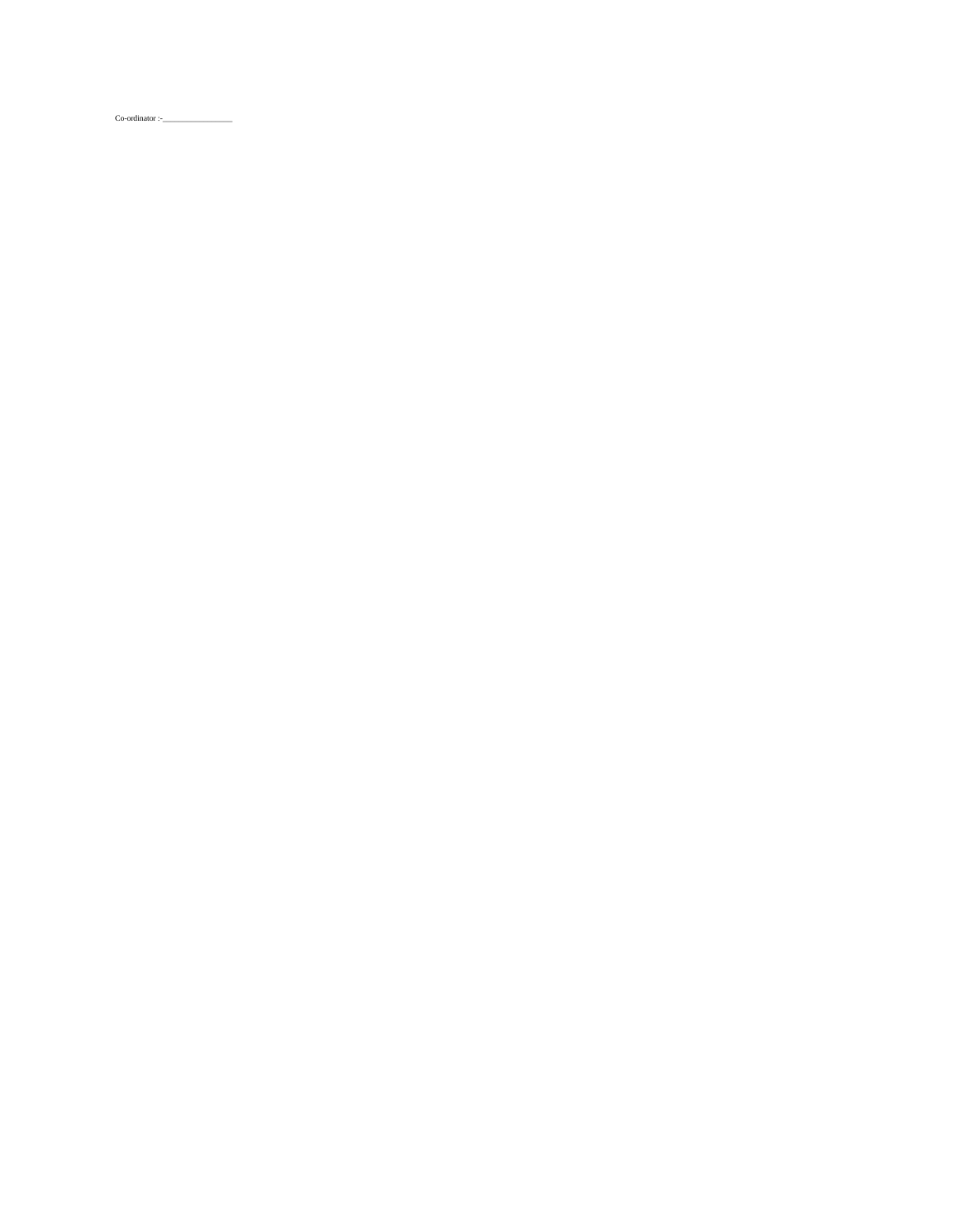Co-ordinator :-________________